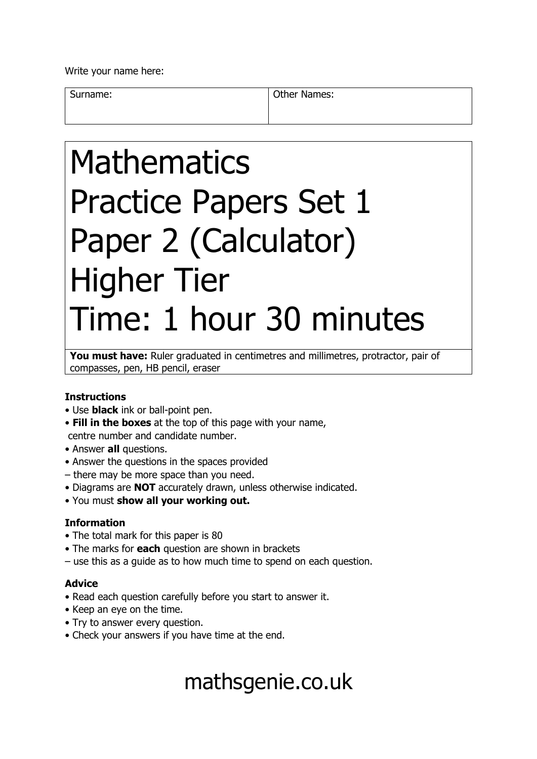Write your name here:

| Surname: | Other Names: |
| --- | --- |
| | |

# Mathematics
# Practice Papers Set 1
# Paper 2 (Calculator)
# Higher Tier
# Time: 1 hour 30 minutes

**You must have:** Ruler graduated in centimetres and millimetres, protractor, pair of compasses, pen, HB pencil, eraser

**Instructions**

- Use **black** ink or ball-point pen.
- **Fill in the boxes** at the top of this page with your name, centre number and candidate number.
- Answer **all** questions.
- Answer the questions in the spaces provided
– there may be more space than you need.
- Diagrams are **NOT** accurately drawn, unless otherwise indicated.
- You must **show all your working out.**

**Information**

- The total mark for this paper is 80
- The marks for **each** question are shown in brackets
– use this as a guide as to how much time to spend on each question.

**Advice**

- Read each question carefully before you start to answer it.
- Keep an eye on the time.
- Try to answer every question.
- Check your answers if you have time at the end.

mathsgenie.co.uk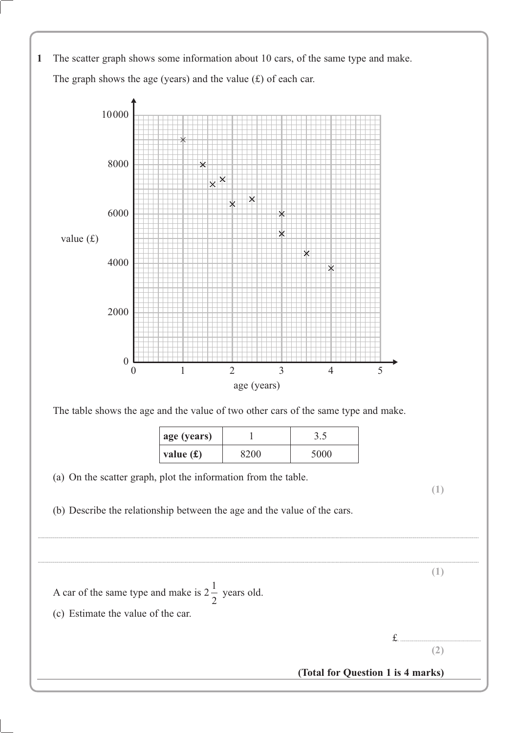**1** The scatter graph shows some information about 10 cars, of the same type and make.

The graph shows the age (years) and the value (£) of each car.

The table shows the age and the value of two other cars of the same type and make.

| **age (years)** | 1 | 3.5 |
|---|---|---|
| **value (£)** | 8200 | 5000 |

(a) On the scatter graph, plot the information from the table.

**(1)**

(b) Describe the relationship between the age and the value of the cars.

..............................................................................................................................................

..............................................................................................................................................

**(1)**

A car of the same type and make is $2\frac{1}{2}$ years old.

(c) Estimate the value of the car.

£..............................

**(2)**

**(Total for Question 1 is 4 marks)**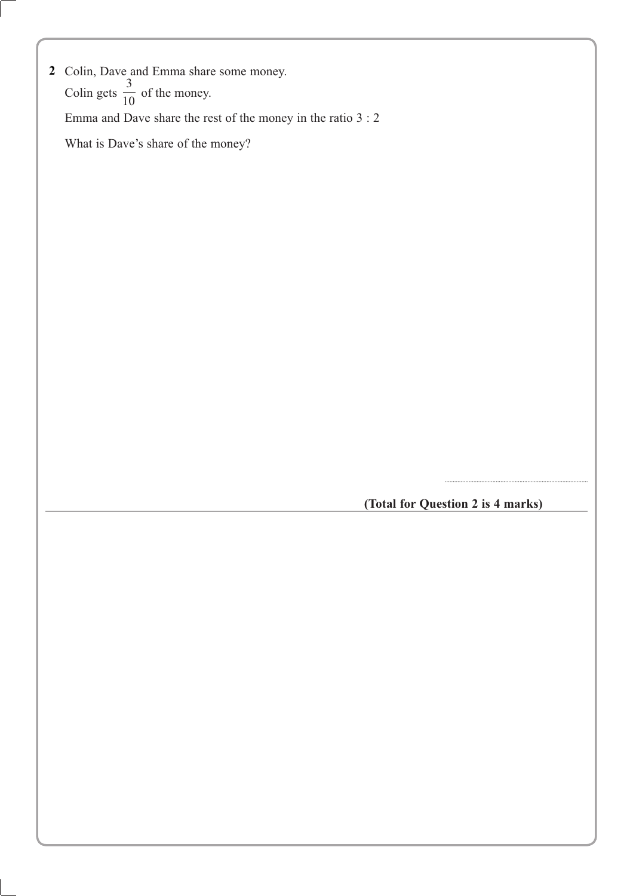**2** Colin, Dave and Emma share some money.

Colin gets $\frac{3}{10}$ of the money.

Emma and Dave share the rest of the money in the ratio 3 : 2

What is Dave's share of the money?

..........................................................

**(Total for Question 2 is 4 marks)**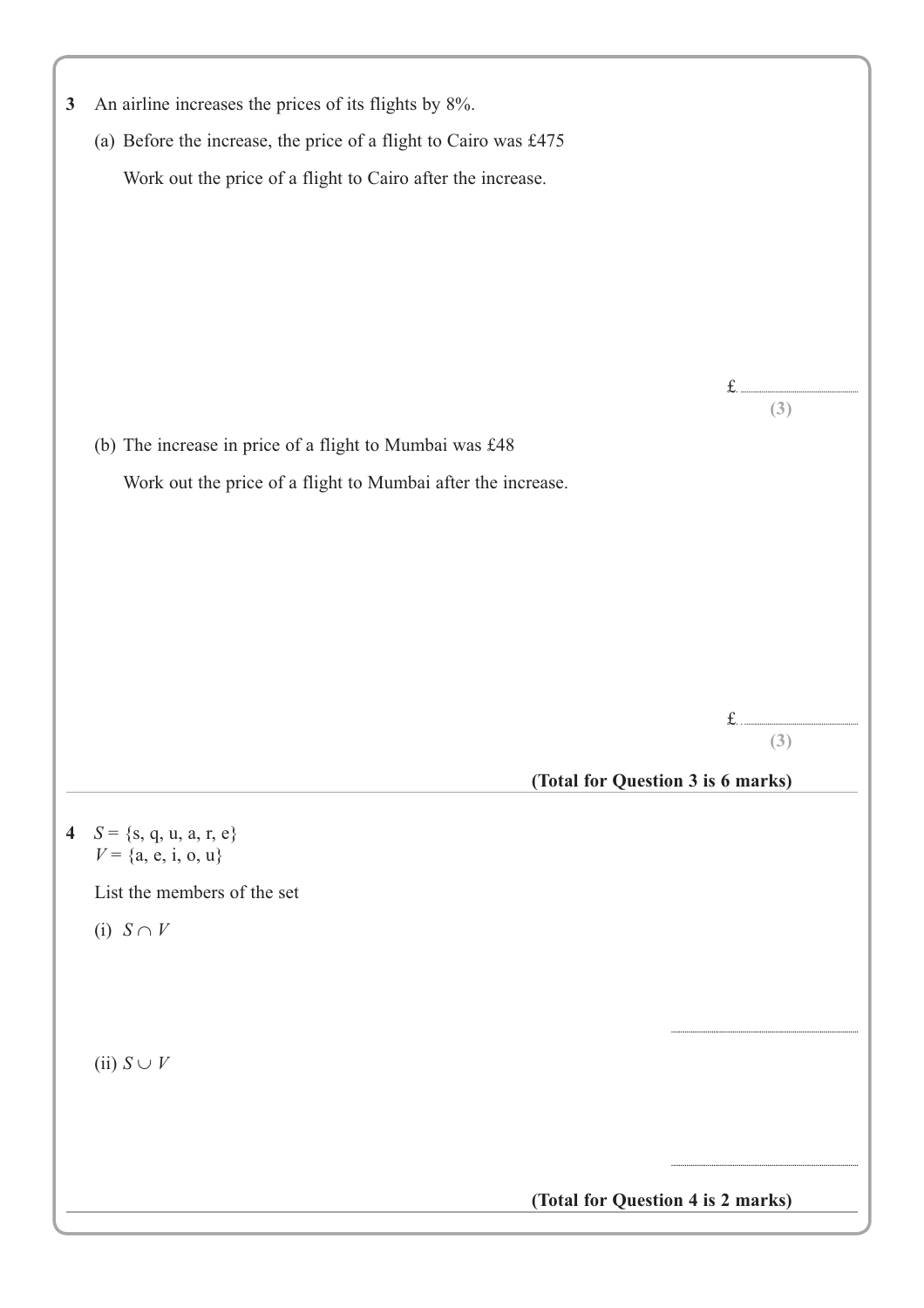**3** An airline increases the prices of its flights by 8%.

(a) Before the increase, the price of a flight to Cairo was £475

Work out the price of a flight to Cairo after the increase.

£..............................

**(3)**

(b) The increase in price of a flight to Mumbai was £48

Work out the price of a flight to Mumbai after the increase.

£..............................

**(3)**

**(Total for Question 3 is 6 marks)**

---

**4** $S = \{s, q, u, a, r, e\}$
$V = \{a, e, i, o, u\}$

List the members of the set

(i) $S \cap V$

..............................

(ii) $S \cup V$

..............................

**(Total for Question 4 is 2 marks)**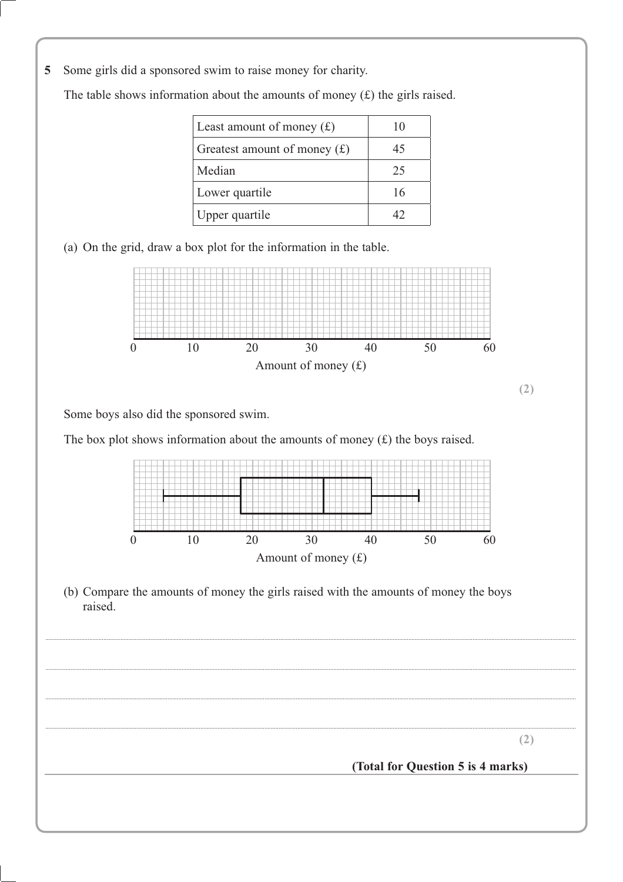**5** Some girls did a sponsored swim to raise money for charity.

The table shows information about the amounts of money (£) the girls raised.

| | |
|---|---|
| Least amount of money (£) | 10 |
| Greatest amount of money (£) | 45 |
| Median | 25 |
| Lower quartile | 16 |
| Upper quartile | 42 |

(a) On the grid, draw a box plot for the information in the table.

0 10 20 30 40 50 60

Amount of money (£)

**(2)**

Some boys also did the sponsored swim.

The box plot shows information about the amounts of money (£) the boys raised.

0 10 20 30 40 50 60

Amount of money (£)

(b) Compare the amounts of money the girls raised with the amounts of money the boys raised.

.......................................................................................................................................................................................................

.......................................................................................................................................................................................................

.......................................................................................................................................................................................................

.......................................................................................................................................................................................................

**(2)**

**(Total for Question 5 is 4 marks)**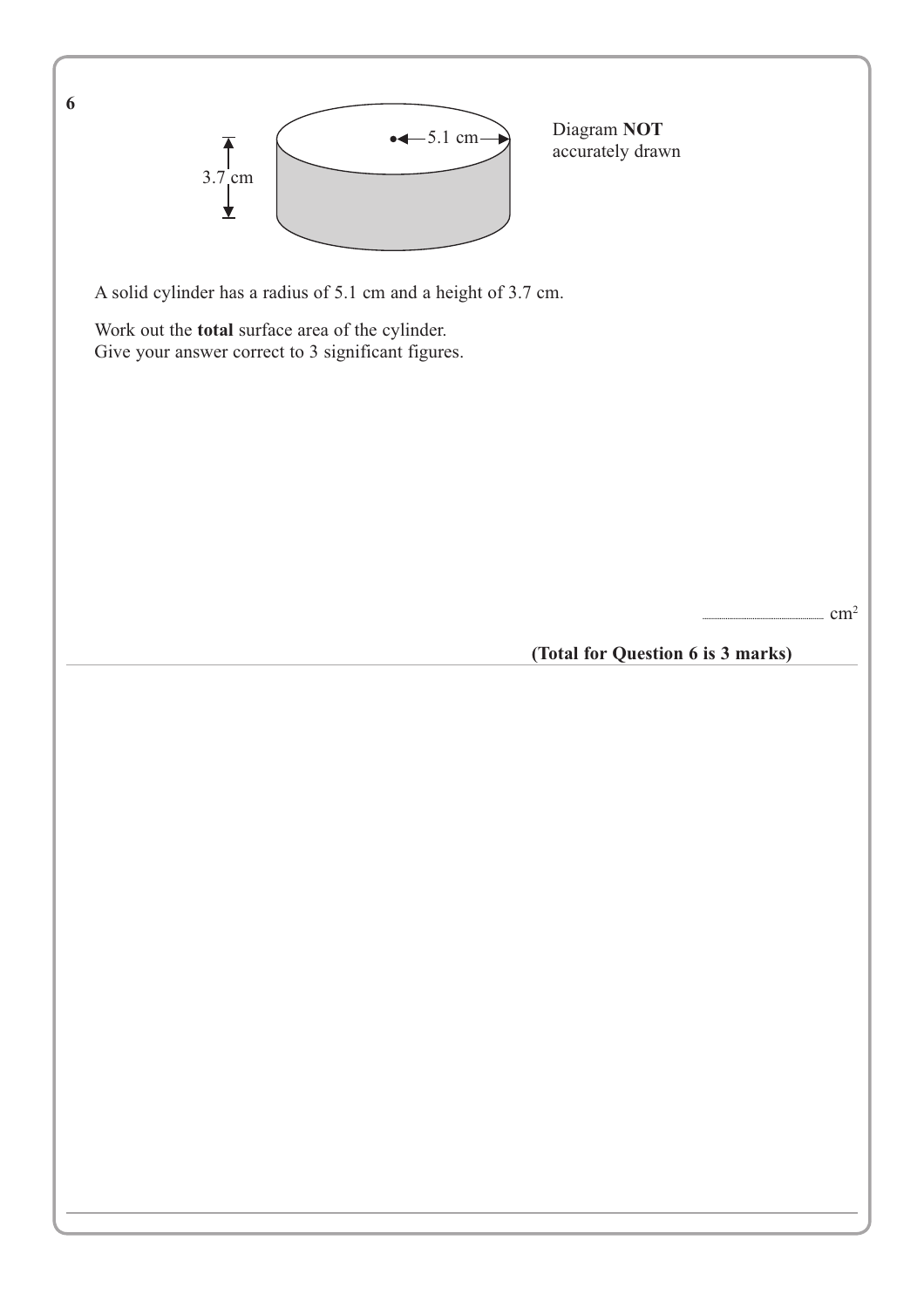**6**

3.7 cm

5.1 cm

Diagram **NOT** accurately drawn

A solid cylinder has a radius of 5.1 cm and a height of 3.7 cm.

Work out the **total** surface area of the cylinder.
Give your answer correct to 3 significant figures.

.......................................... $cm^2$

**(Total for Question 6 is 3 marks)**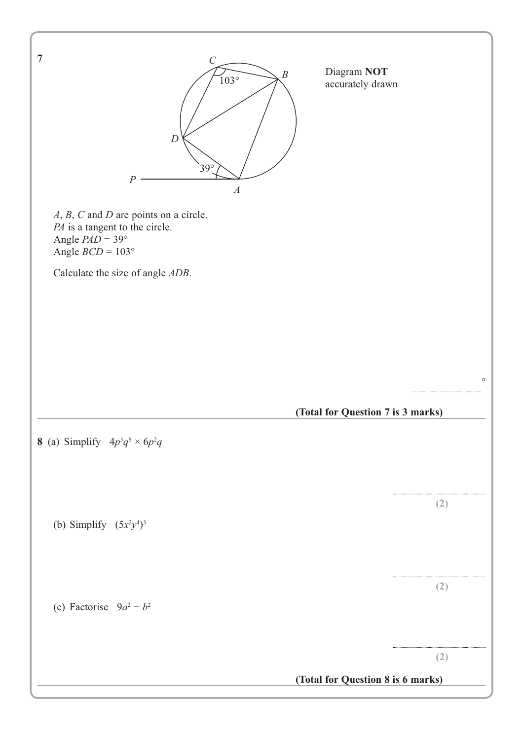**7**

Diagram **NOT** accurately drawn

$A$, $B$, $C$ and $D$ are points on a circle.
$PA$ is a tangent to the circle.
Angle $PAD = 39°$
Angle $BCD = 103°$

Calculate the size of angle $ADB$.

.......................................................°

**(Total for Question 7 is 3 marks)**

---

**8** (a) Simplify $4p^3q^5 \times 6p^2q$

.......................................................

**(2)**

(b) Simplify $(5x^2y^4)^3$

.......................................................

**(2)**

(c) Factorise $9a^2 - b^2$

.......................................................

**(2)**

**(Total for Question 8 is 6 marks)**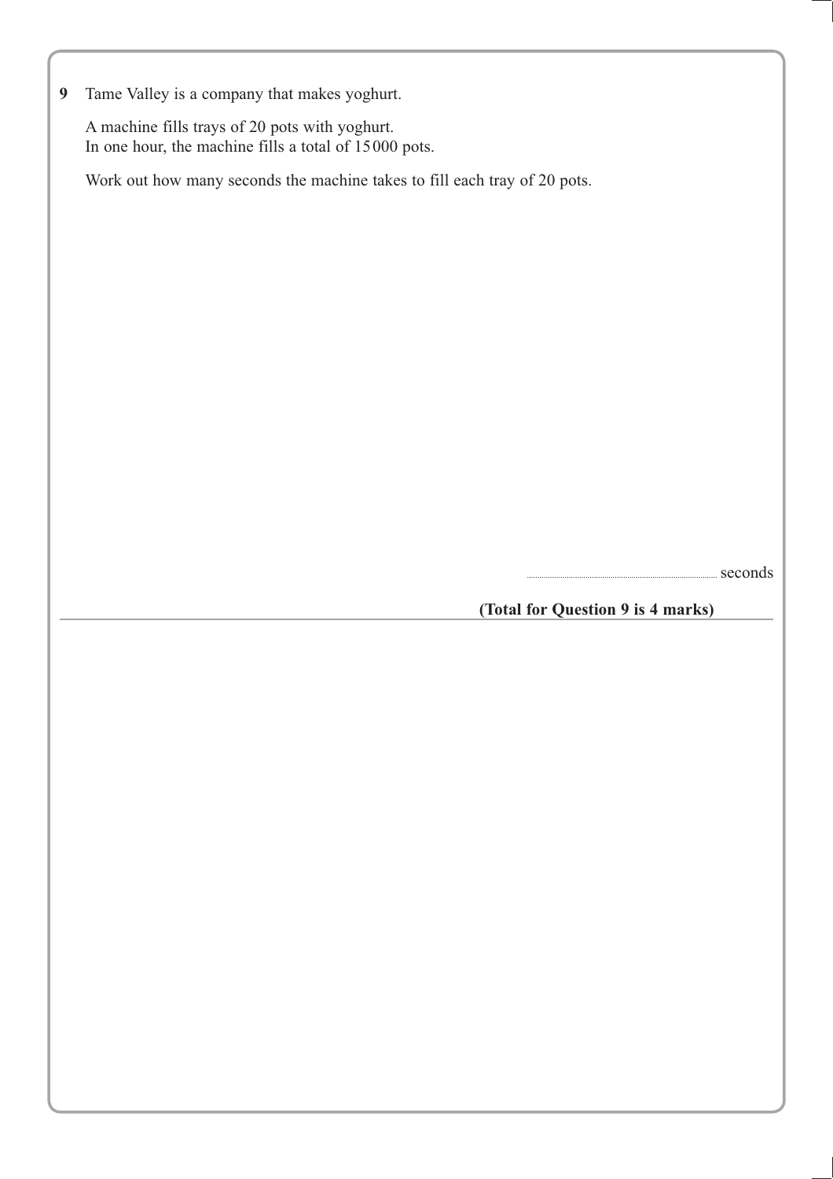**9** Tame Valley is a company that makes yoghurt.

A machine fills trays of 20 pots with yoghurt.
In one hour, the machine fills a total of 15 000 pots.

Work out how many seconds the machine takes to fill each tray of 20 pots.

........................................ seconds

**(Total for Question 9 is 4 marks)**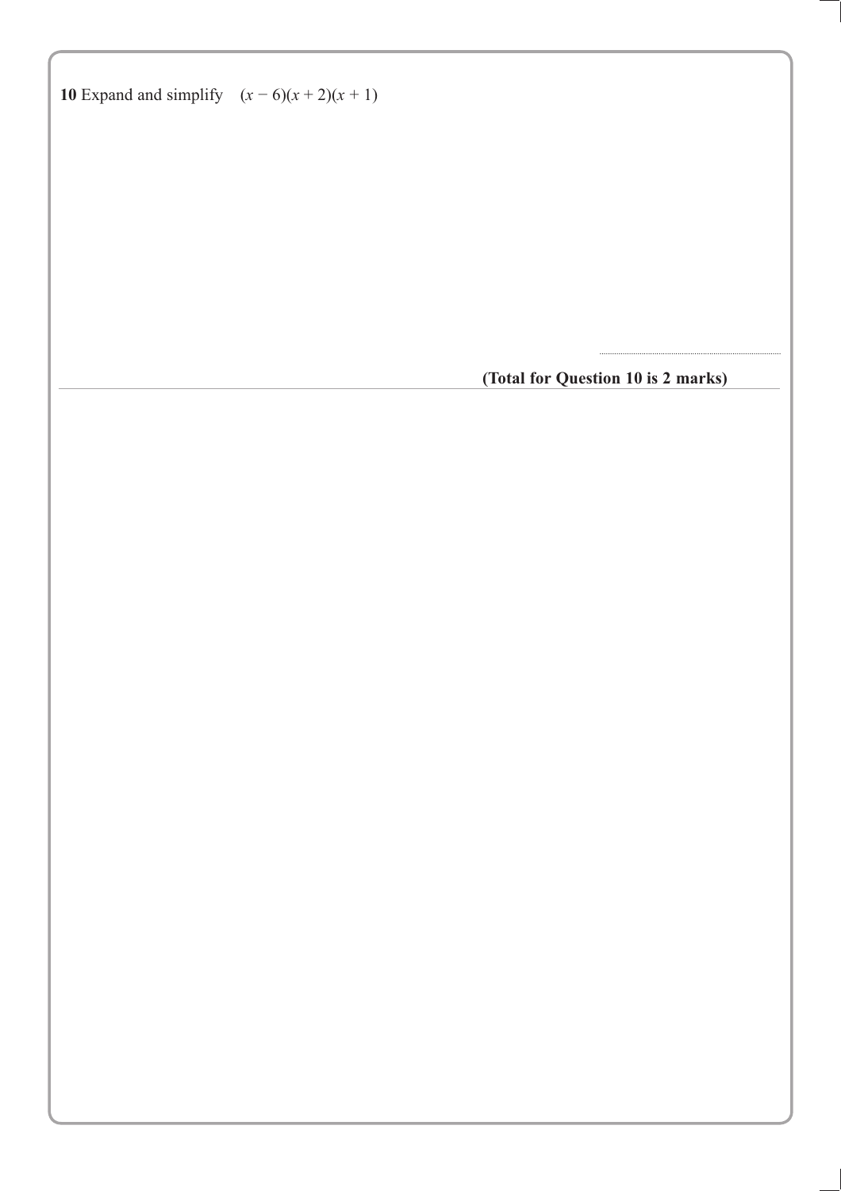**10** Expand and simplify $(x - 6)(x + 2)(x + 1)$

..............................................................

**(Total for Question 10 is 2 marks)**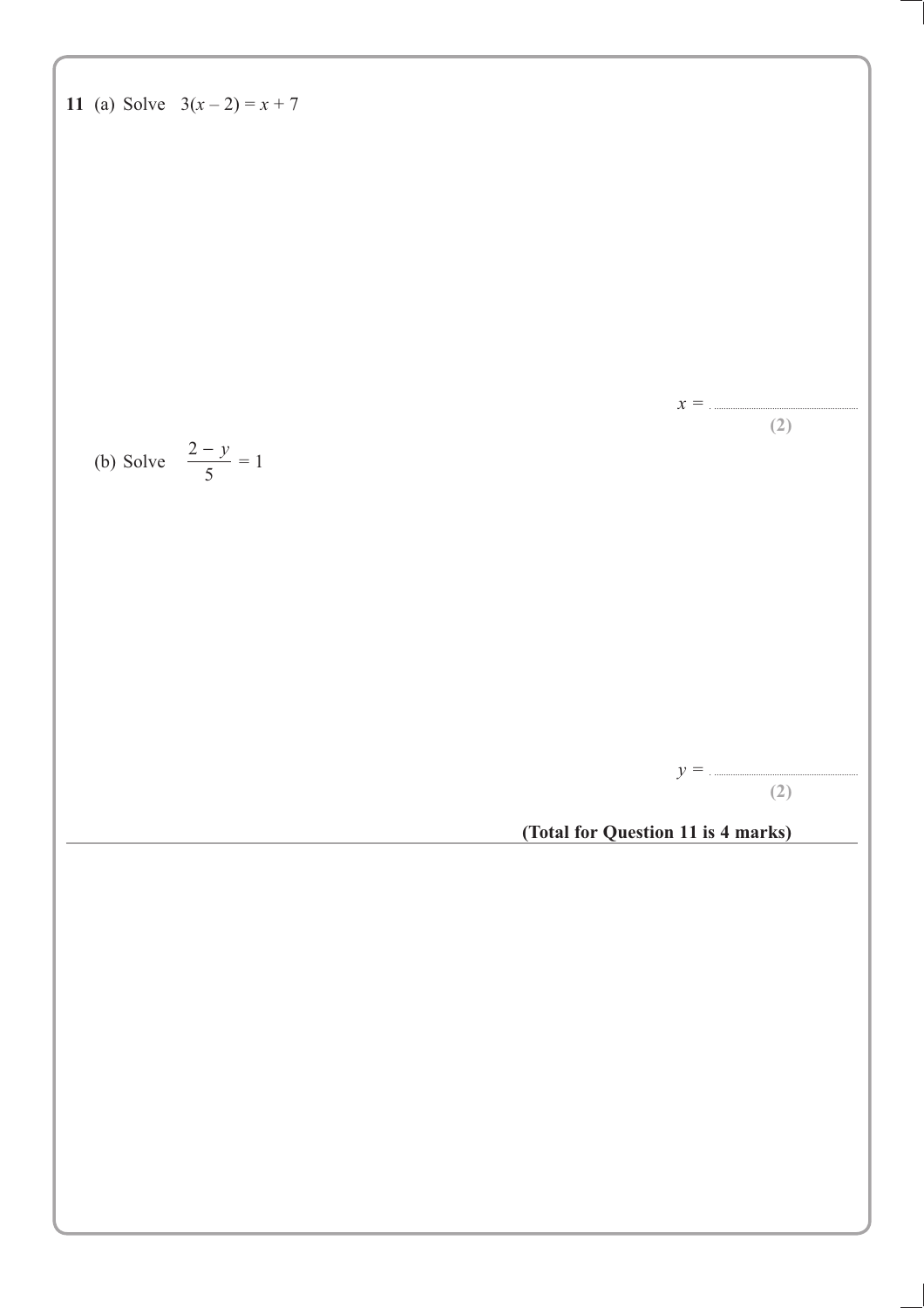**11** (a) Solve $3(x - 2) = x + 7$

$x =$ ..............................

**(2)**

(b) Solve $\frac{2 - y}{5} = 1$

$y =$ ..............................

**(2)**

**(Total for Question 11 is 4 marks)**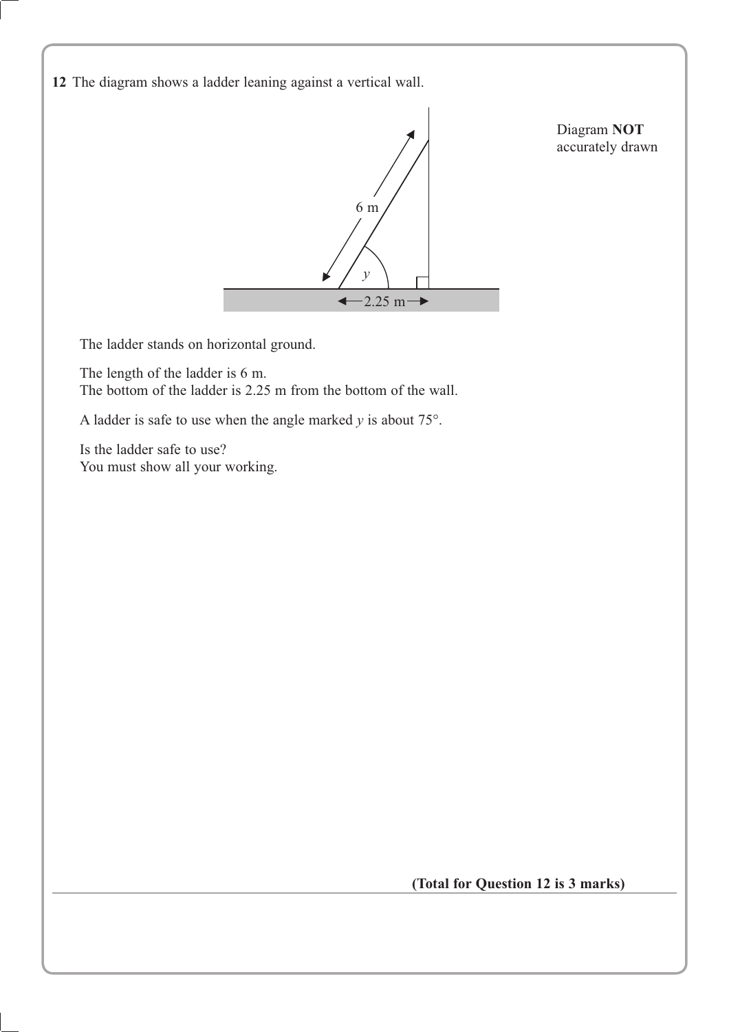**12** The diagram shows a ladder leaning against a vertical wall.

Diagram **NOT** accurately drawn

The ladder stands on horizontal ground.

The length of the ladder is 6 m.
The bottom of the ladder is 2.25 m from the bottom of the wall.

A ladder is safe to use when the angle marked $y$ is about 75°.

Is the ladder safe to use?
You must show all your working.

**(Total for Question 12 is 3 marks)**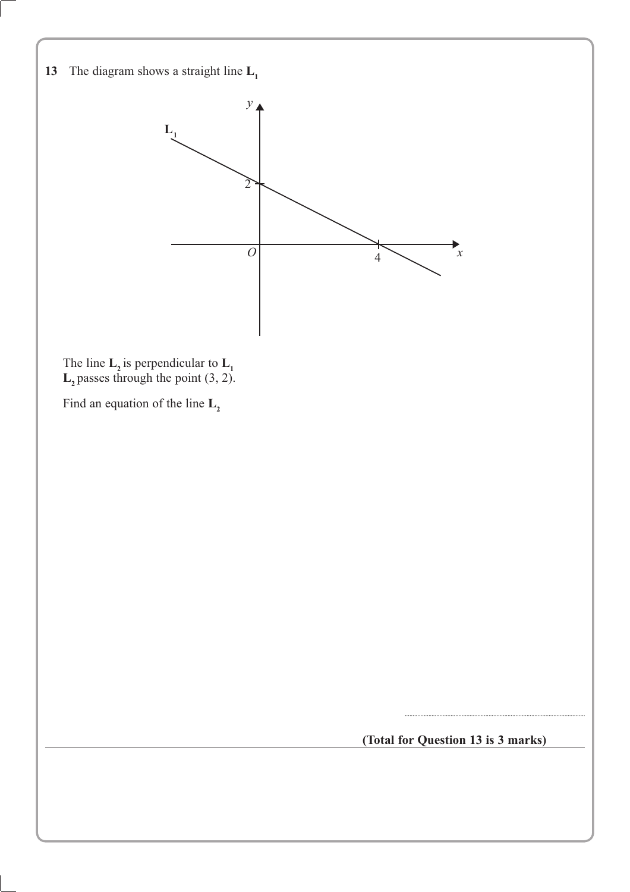**13** The diagram shows a straight line $\mathbf{L_1}$

The line $\mathbf{L_2}$ is perpendicular to $\mathbf{L_1}$
$\mathbf{L_2}$ passes through the point (3, 2).

Find an equation of the line $\mathbf{L_2}$

..........................................................

**(Total for Question 13 is 3 marks)**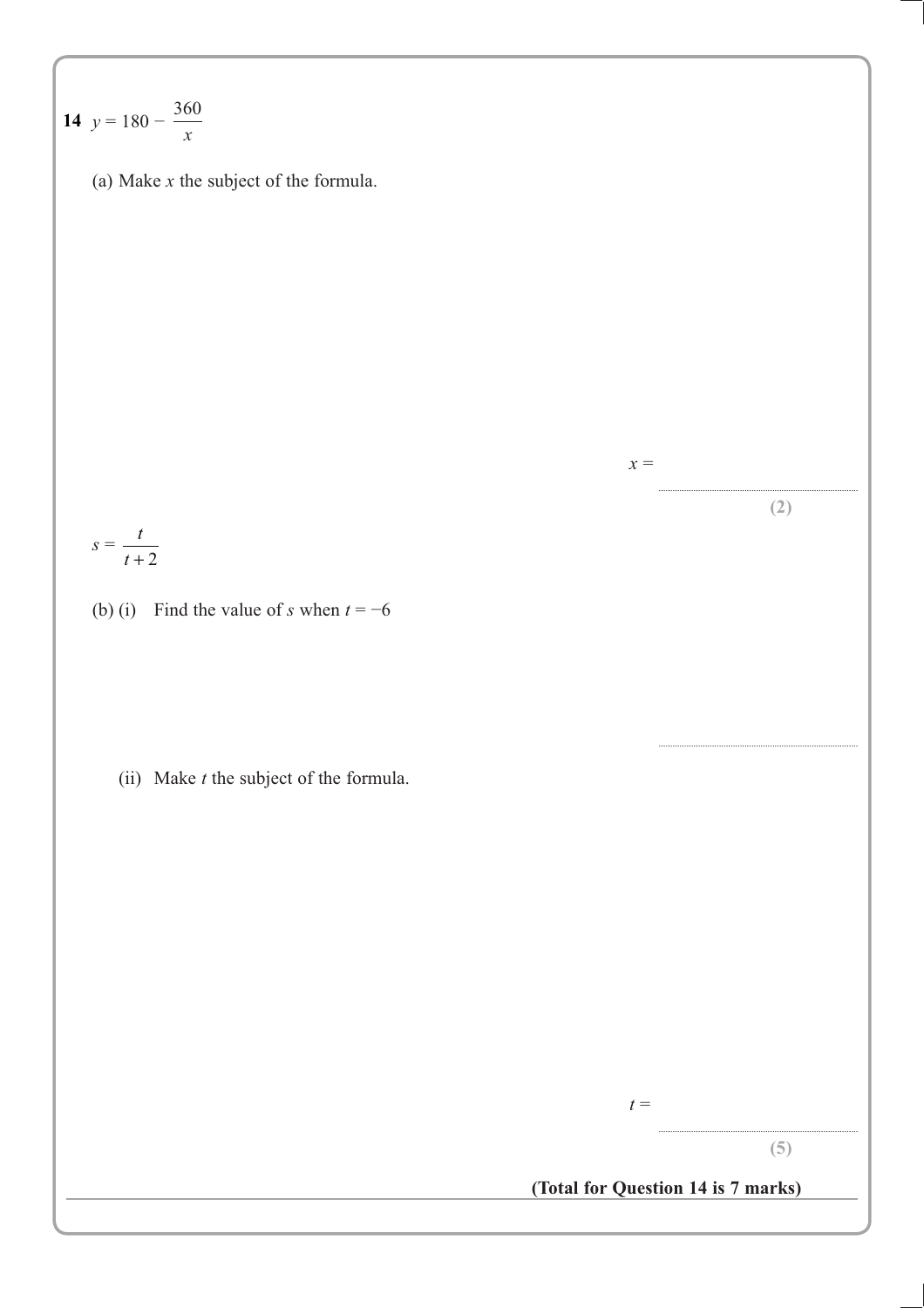**14** $y = 180 - \dfrac{360}{x}$

(a) Make $x$ the subject of the formula.

$x =$ ..............................

**(2)**

$s = \dfrac{t}{t+2}$

(b) (i) Find the value of $s$ when $t = -6$

..............................

(ii) Make $t$ the subject of the formula.

$t =$ ..............................

**(5)**

**(Total for Question 14 is 7 marks)**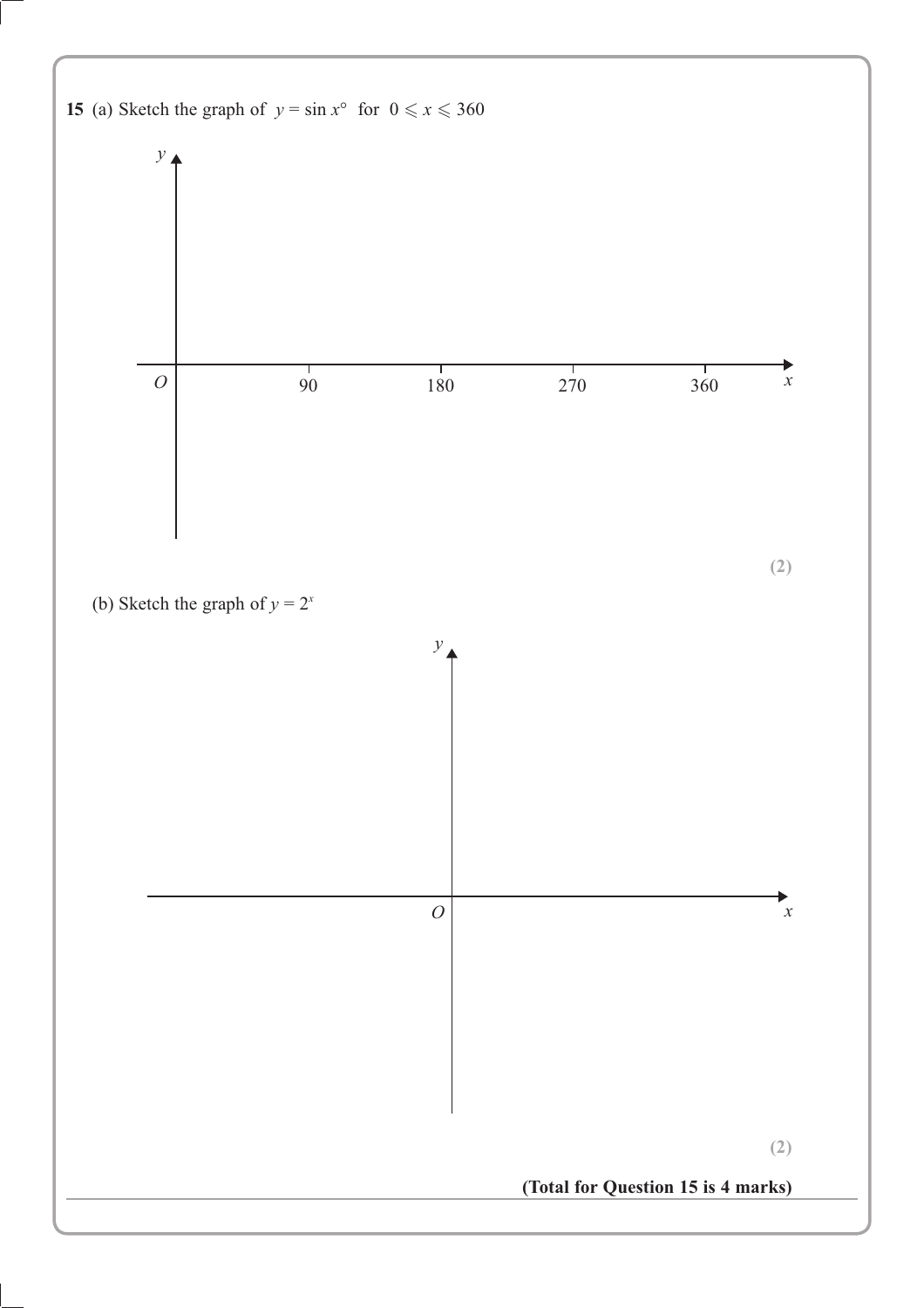**15** (a) Sketch the graph of $y = \sin x°$ for $0 \leqslant x \leqslant 360$

$y$

$O$ 90 180 270 360 $x$

**(2)**

(b) Sketch the graph of $y = 2^x$

$y$

$O$ $x$

**(2)**

**(Total for Question 15 is 4 marks)**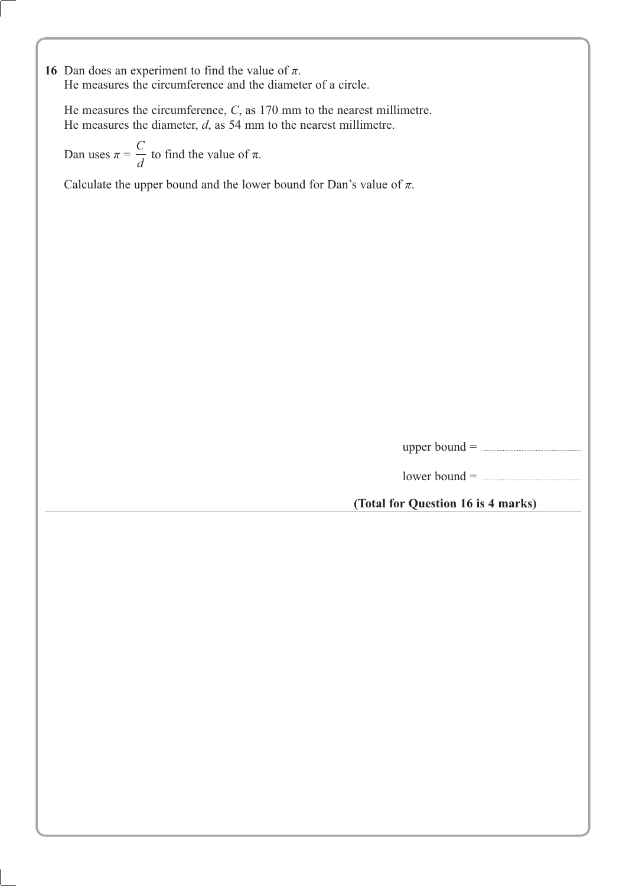**16** Dan does an experiment to find the value of $\pi$.
He measures the circumference and the diameter of a circle.

He measures the circumference, $C$, as 170 mm to the nearest millimetre.
He measures the diameter, $d$, as 54 mm to the nearest millimetre.

Dan uses $\pi = \frac{C}{d}$ to find the value of $\pi$.

Calculate the upper bound and the lower bound for Dan's value of $\pi$.

upper bound = ..............................

lower bound = ..............................

**(Total for Question 16 is 4 marks)**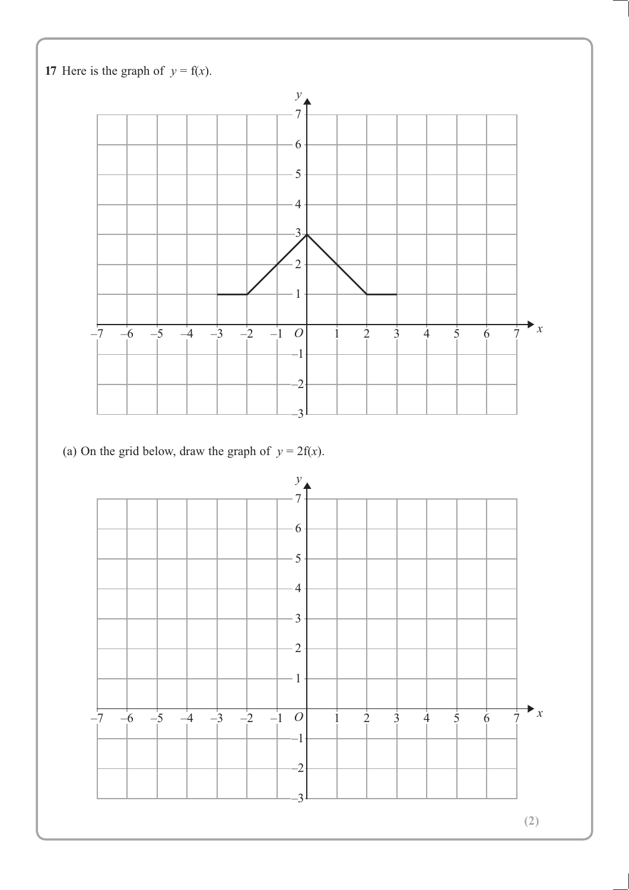**17** Here is the graph of $y = f(x)$.

(a) On the grid below, draw the graph of $y = 2f(x)$.

**(2)**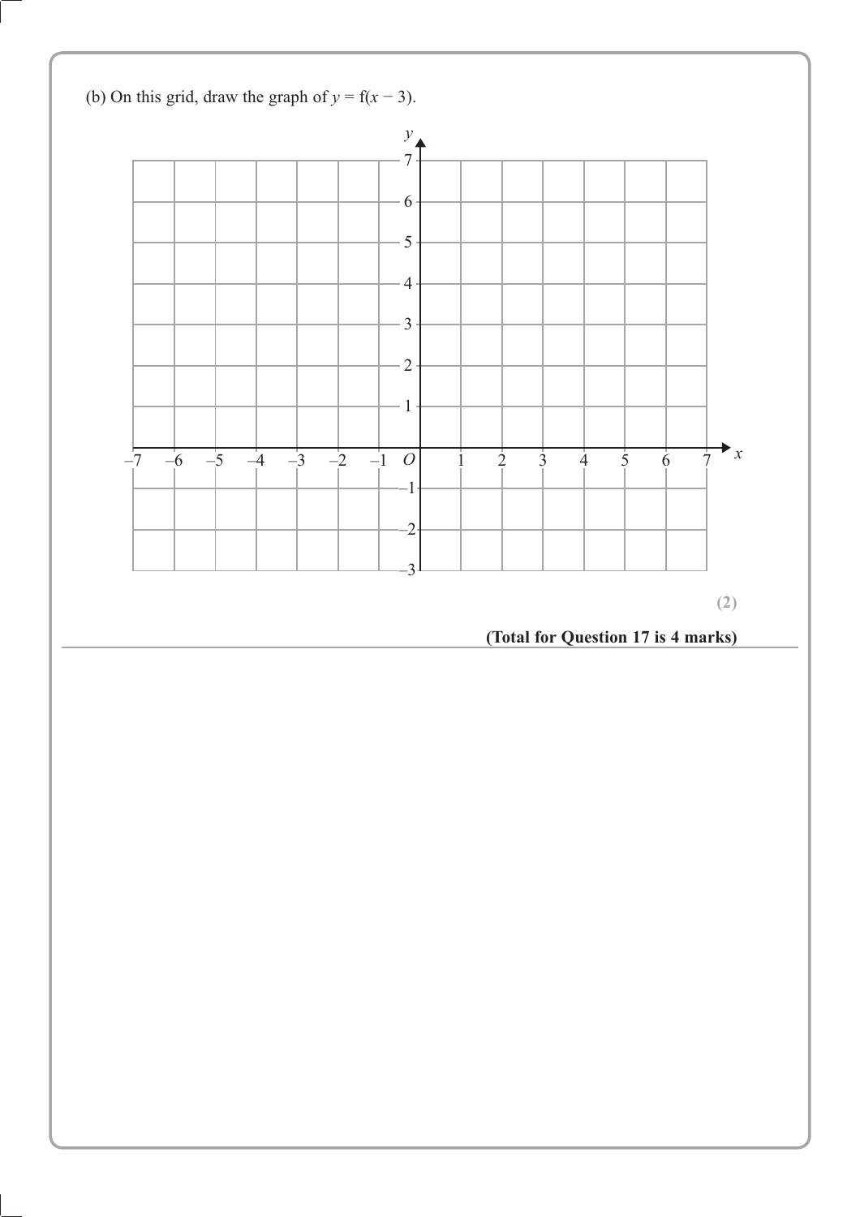(b) On this grid, draw the graph of $y = \text{f}(x - 3)$.

**(2)**

**(Total for Question 17 is 4 marks)**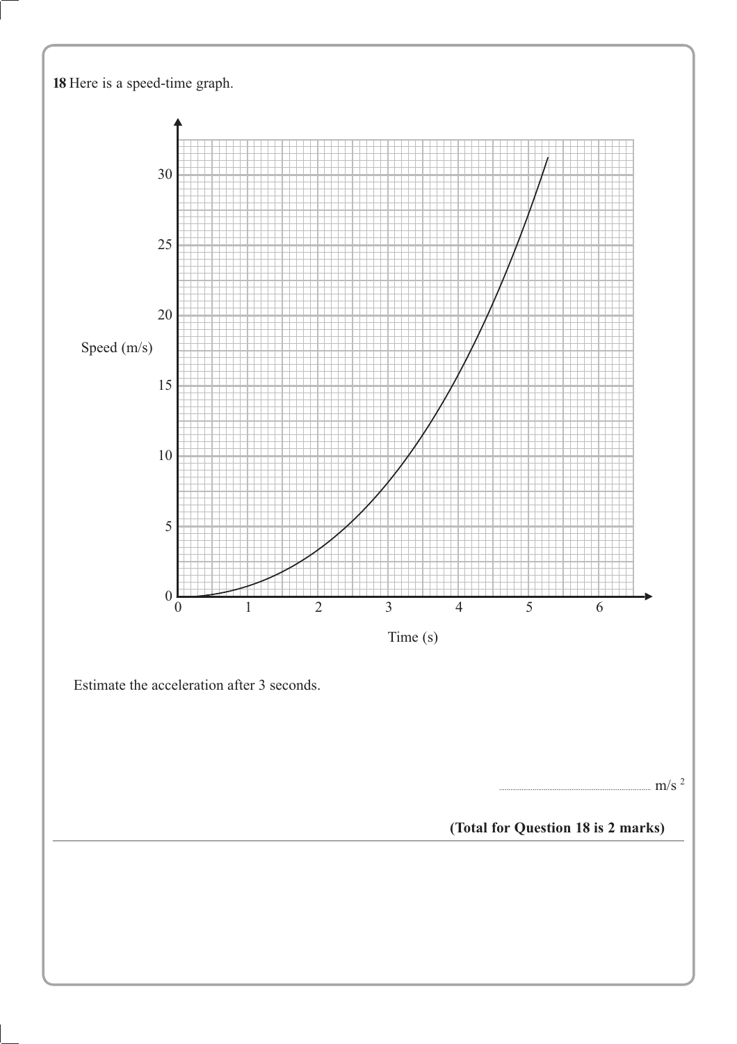**18** Here is a speed-time graph.

Estimate the acceleration after 3 seconds.

.................................................... m/s $^2$

**(Total for Question 18 is 2 marks)**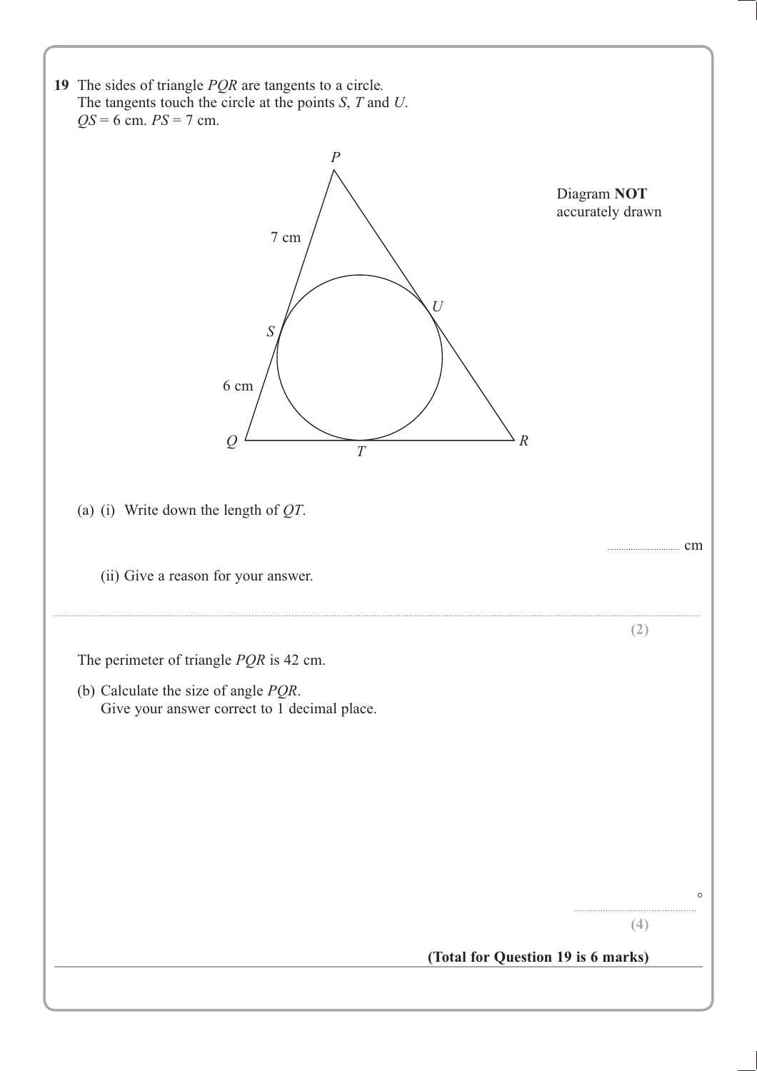**19** The sides of triangle $PQR$ are tangents to a circle.
The tangents touch the circle at the points $S$, $T$ and $U$.
$QS = 6$ cm. $PS = 7$ cm.

Diagram **NOT** accurately drawn

(a) (i) Write down the length of $QT$.

.............................. cm

(ii) Give a reason for your answer.

..............................................................................................................................................................................................................................

**(2)**

The perimeter of triangle $PQR$ is 42 cm.

(b) Calculate the size of angle $PQR$.
Give your answer correct to 1 decimal place.

.............................................. °

**(4)**

**(Total for Question 19 is 6 marks)**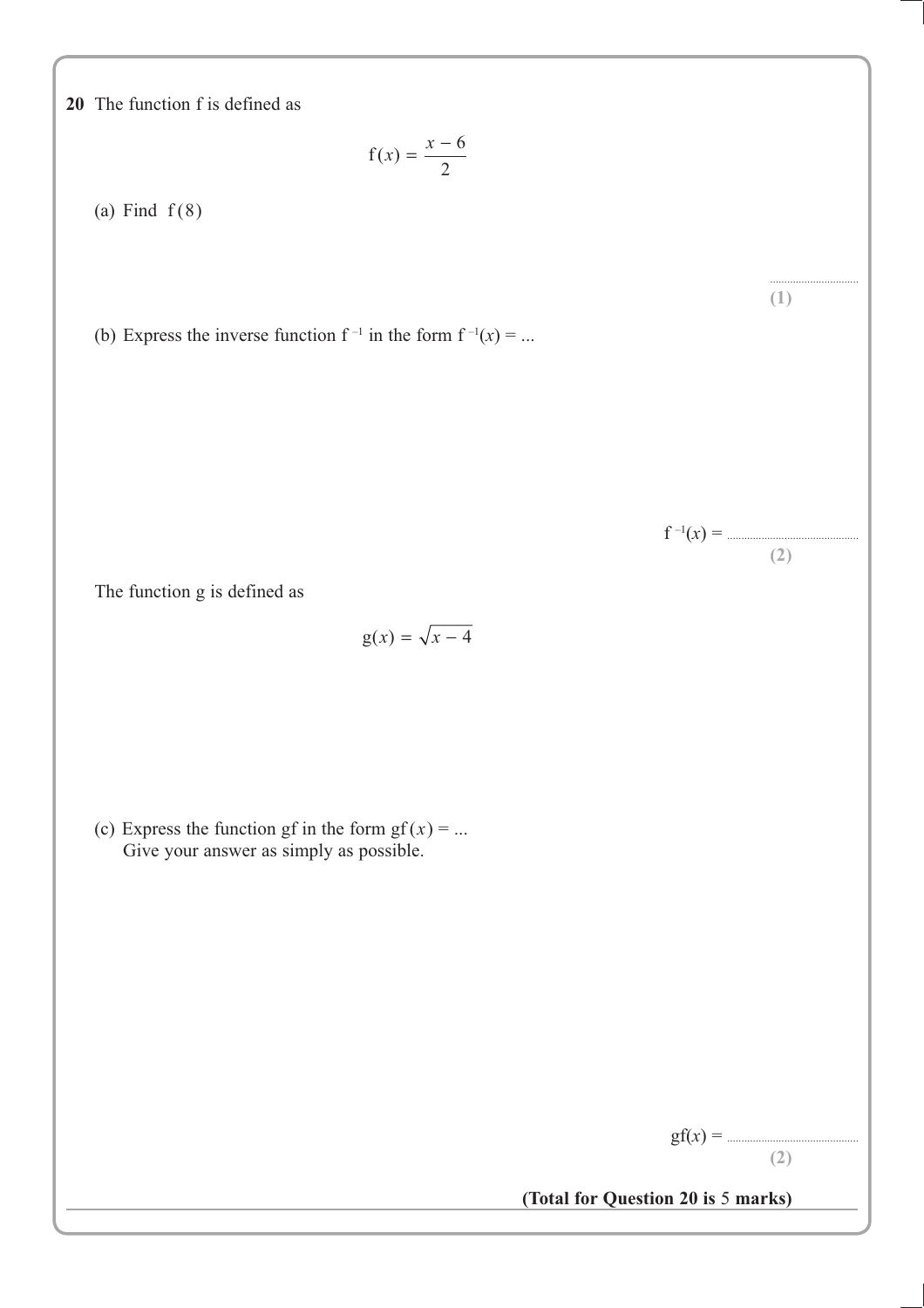**20** The function f is defined as

$$f(x) = \frac{x - 6}{2}$$

(a) Find $f(8)$

..............................

**(1)**

(b) Express the inverse function $f^{-1}$ in the form $f^{-1}(x) = ...$

$f^{-1}(x) =$ ..............................

**(2)**

The function g is defined as

$$g(x) = \sqrt{x - 4}$$

(c) Express the function gf in the form $gf(x) = ...$
Give your answer as simply as possible.

$gf(x) =$ ..............................

**(2)**

**(Total for Question 20 is 5 marks)**